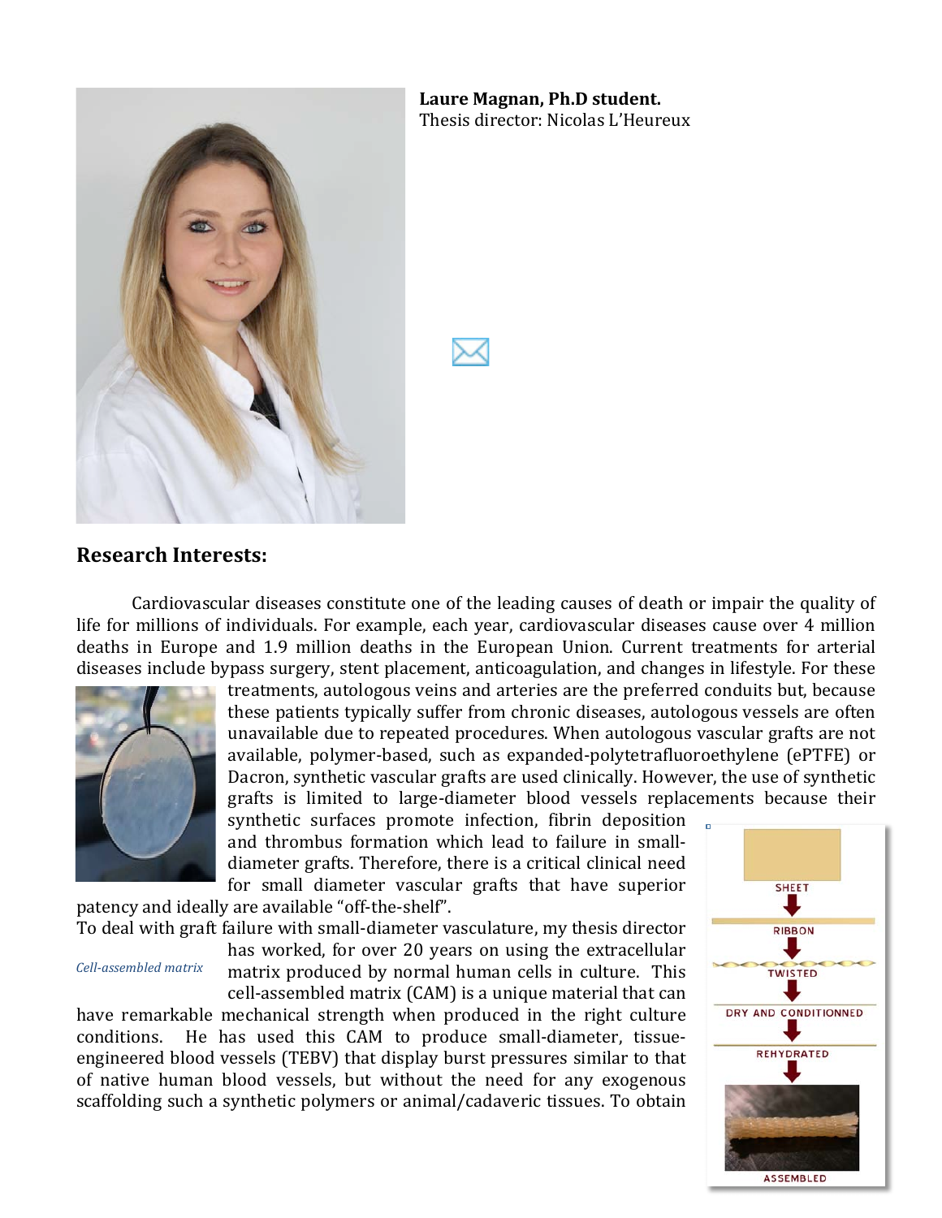**Laure Magnan, Ph.D student.**
Thesis director: Nicolas L'Heureux

## Research Interests:

Cardiovascular diseases constitute one of the leading causes of death or impair the quality of life for millions of individuals. For example, each year, cardiovascular diseases cause over 4 million deaths in Europe and 1.9 million deaths in the European Union. Current treatments for arterial diseases include bypass surgery, stent placement, anticoagulation, and changes in lifestyle. For these treatments, autologous veins and arteries are the preferred conduits but, because these patients typically suffer from chronic diseases, autologous vessels are often unavailable due to repeated procedures. When autologous vascular grafts are not available, polymer-based, such as expanded-polytetrafluoroethylene (ePTFE) or Dacron, synthetic vascular grafts are used clinically. However, the use of synthetic grafts is limited to large-diameter blood vessels replacements because their synthetic surfaces promote infection, fibrin deposition and thrombus formation which lead to failure in small-diameter grafts. Therefore, there is a critical clinical need for small diameter vascular grafts that have superior patency and ideally are available "off-the-shelf".

*Cell-assembled matrix*

To deal with graft failure with small-diameter vasculature, my thesis director has worked, for over 20 years on using the extracellular matrix produced by normal human cells in culture. This cell-assembled matrix (CAM) is a unique material that can have remarkable mechanical strength when produced in the right culture conditions. He has used this CAM to produce small-diameter, tissue-engineered blood vessels (TEBV) that display burst pressures similar to that of native human blood vessels, but without the need for any exogenous scaffolding such a synthetic polymers or animal/cadaveric tissues. To obtain

SHEET → RIBBON → TWISTED → DRY AND CONDITIONNED → REHYDRATED → ASSEMBLED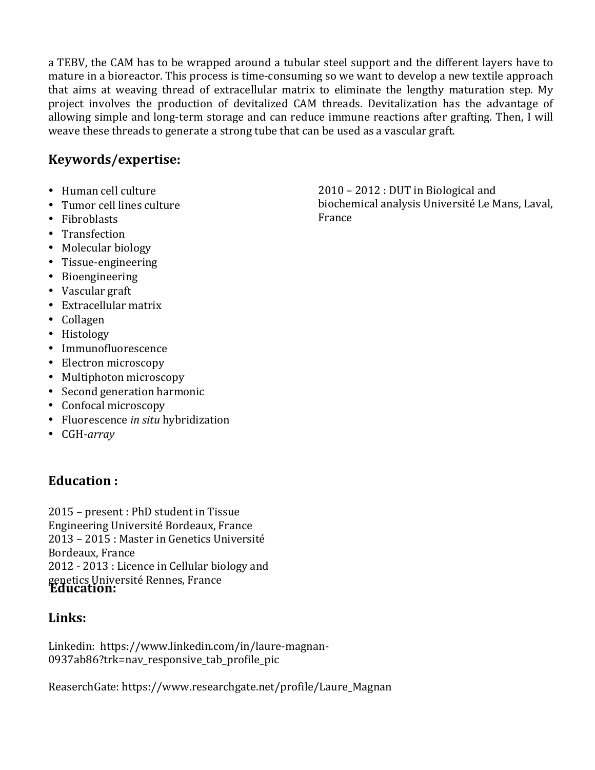a TEBV, the CAM has to be wrapped around a tubular steel support and the different layers have to mature in a bioreactor. This process is time-consuming so we want to develop a new textile approach that aims at weaving thread of extracellular matrix to eliminate the lengthy maturation step. My project involves the production of devitalized CAM threads. Devitalization has the advantage of allowing simple and long-term storage and can reduce immune reactions after grafting. Then, I will weave these threads to generate a strong tube that can be used as a vascular graft.

## Keywords/expertise:

- Human cell culture
- Tumor cell lines culture
- Fibroblasts
- Transfection
- Molecular biology
- Tissue-engineering
- Bioengineering
- Vascular graft
- Extracellular matrix
- Collagen
- Histology
- Immunofluorescence
- Electron microscopy
- Multiphoton microscopy
- Second generation harmonic
- Confocal microscopy
- Fluorescence *in situ* hybridization
- CGH-*array*

## Education :

2015 – present : PhD student in Tissue Engineering Université Bordeaux, France
2013 – 2015 : Master in Genetics Université Bordeaux, France
2012 - 2013 : Licence in Cellular biology and genetics Université Rennes, France
2010 – 2012 : DUT in Biological and biochemical analysis Université Le Mans, Laval, France

## Education:

## Links:

Linkedin: https://www.linkedin.com/in/laure-magnan-0937ab86?trk=nav_responsive_tab_profile_pic

ReaserchGate: https://www.researchgate.net/profile/Laure_Magnan